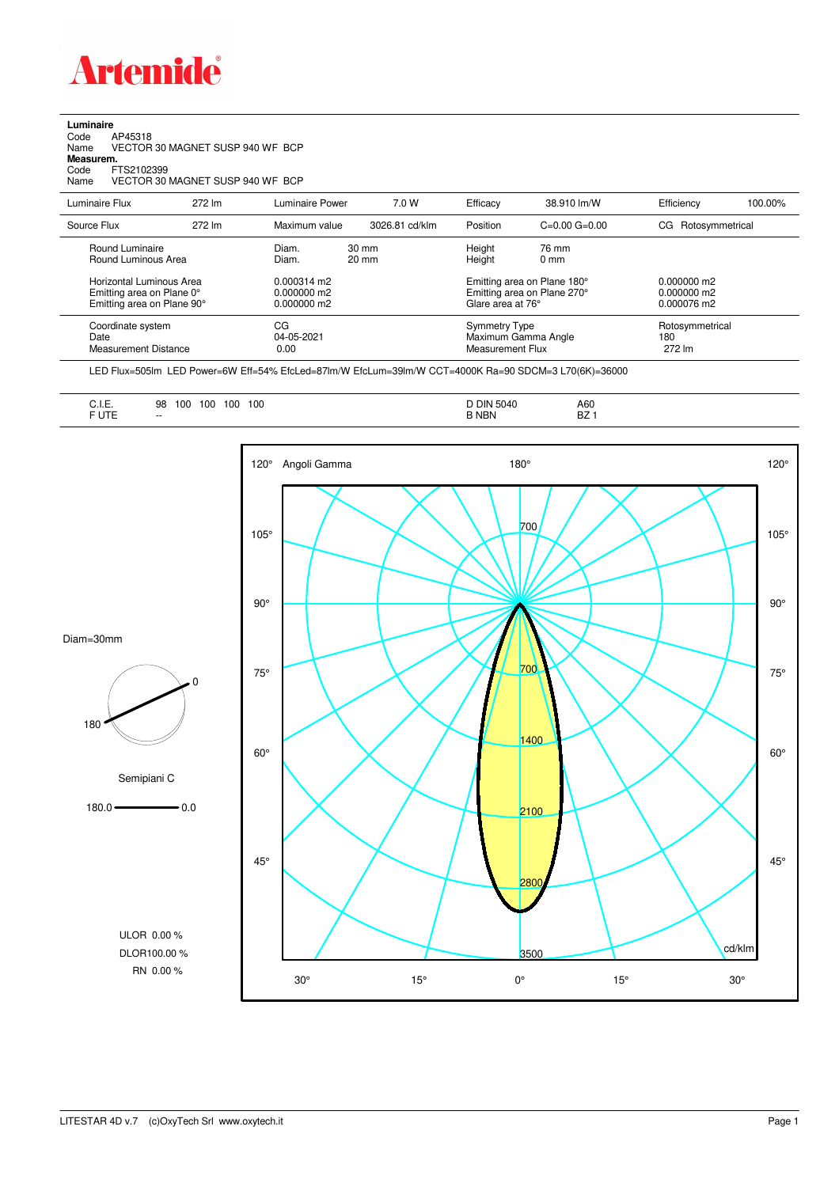Artemide

**Luminaire**
Code AP45318
Name VECTOR 30 MAGNET SUSP 940 WF BCP
**Measurem.**
Code FTS2102399
Name VECTOR 30 MAGNET SUSP 940 WF BCP

| Luminaire Flux | 272 lm | Luminaire Power | 7.0 W | Efficacy | 38.910 lm/W | Efficiency | 100.00% |
|---|---|---|---|---|---|---|---|
| Source Flux | 272 lm | Maximum value | 3026.81 cd/klm | Position | C=0.00 G=0.00 | CG | Rotosymmetrical |

| | | | | |
|---|---|---|---|---|
| Round Luminaire | Diam. 30 mm | Height 76 mm | | |
| Round Luminous Area | Diam. 20 mm | Height 0 mm | | |
| Horizontal Luminous Area | 0.000314 m2 | Emitting area on Plane 180° | 0.000000 m2 | |
| Emitting area on Plane 0° | 0.000000 m2 | Emitting area on Plane 270° | 0.000000 m2 | |
| Emitting area on Plane 90° | 0.000000 m2 | Glare area at 76° | 0.000076 m2 | |
| Coordinate system | CG | Symmetry Type | Rotosymmetrical | |
| Date | 04-05-2021 | Maximum Gamma Angle | 180 | |
| Measurement Distance | 0.00 | Measurement Flux | 272 lm | |

LED Flux=505lm LED Power=6W Eff=54% EfcLed=87lm/W EfcLum=39lm/W CCT=4000K Ra=90 SDCM=3 L70(6K)=36000

| | | | |
|---|---|---|---|
| C.I.E. | 98 100 100 100 100 | D DIN 5040 | A60 |
| F UTE | -- | B NBN | BZ 1 |

Diam=30mm

Semipiani C

180.0 — 0.0

ULOR 0.00 %
DLOR100.00 %
RN 0.00 %

Angoli Gamma
cd/klm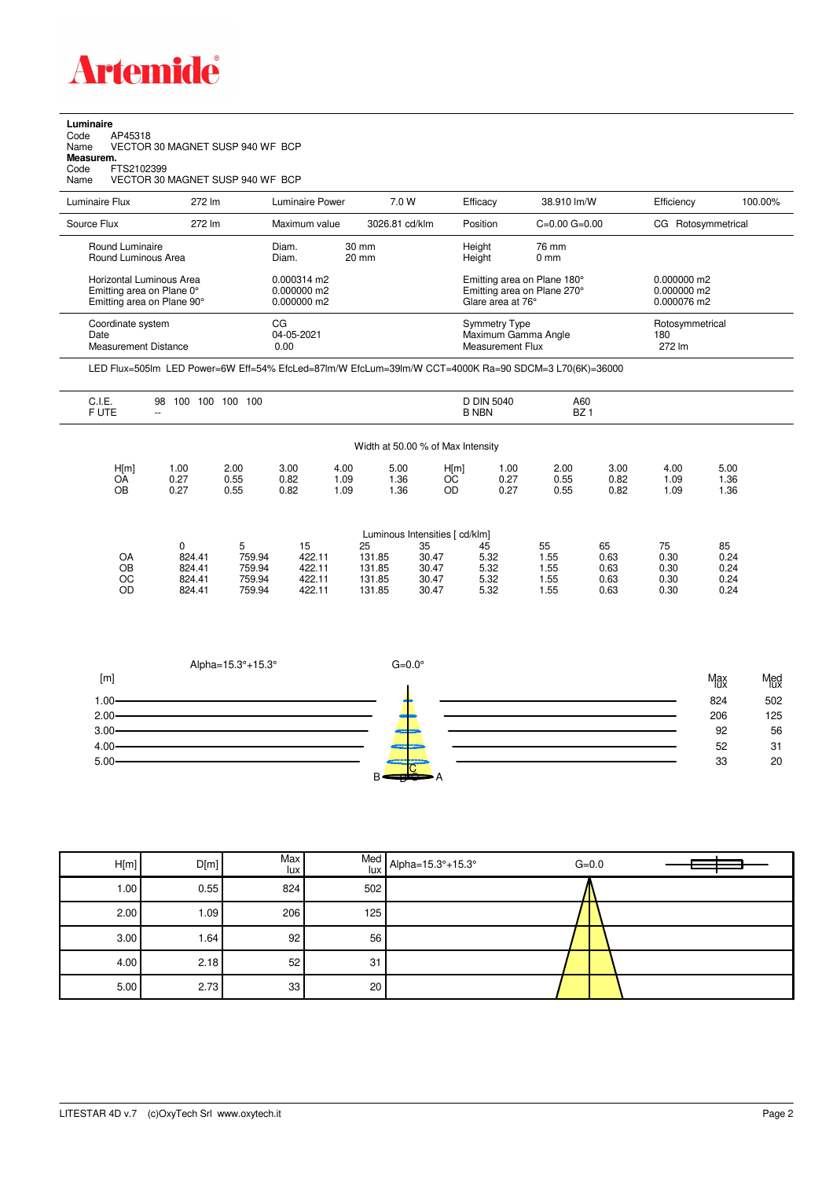Artemide

**Luminaire**
Code AP45318
Name VECTOR 30 MAGNET SUSP 940 WF BCP
**Measurem.**
Code FTS2102399
Name VECTOR 30 MAGNET SUSP 940 WF BCP

| | | | | | | | |
|---|---|---|---|---|---|---|---|
| Luminaire Flux | 272 lm | Luminaire Power | 7.0 W | Efficacy | 38.910 lm/W | Efficiency | 100.00% |
| Source Flux | 272 lm | Maximum value | 3026.81 cd/klm | Position | C=0.00 G=0.00 | CG | Rotosymmetrical |

| | | | | | |
|---|---|---|---|---|---|
| Round Luminaire | Diam. | 30 mm | Height | 76 mm | |
| Round Luminous Area | Diam. | 20 mm | Height | 0 mm | |
| Horizontal Luminous Area | 0.000314 m2 | | Emitting area on Plane 180° | 0.000000 m2 | |
| Emitting area on Plane 0° | 0.000000 m2 | | Emitting area on Plane 270° | 0.000000 m2 | |
| Emitting area on Plane 90° | 0.000000 m2 | | Glare area at 76° | 0.000076 m2 | |

| | | | |
|---|---|---|---|
| Coordinate system | CG | Symmetry Type | Rotosymmetrical |
| Date | 04-05-2021 | Maximum Gamma Angle | 180 |
| Measurement Distance | 0.00 | Measurement Flux | 272 lm |

LED Flux=505lm LED Power=6W Eff=54% EfcLed=87lm/W EfcLum=39lm/W CCT=4000K Ra=90 SDCM=3 L70(6K)=36000

| | | | |
|---|---|---|---|
| C.I.E. | 98 100 100 100 100 | D DIN 5040 | A60 |
| F UTE | -- | B NBN | BZ 1 |

Width at 50.00 % of Max Intensity

| H[m] | 1.00 | 2.00 | 3.00 | 4.00 | 5.00 | H[m] | 1.00 | 2.00 | 3.00 | 4.00 | 5.00 |
|---|---|---|---|---|---|---|---|---|---|---|---|
| OA | 0.27 | 0.55 | 0.82 | 1.09 | 1.36 | OC | 0.27 | 0.55 | 0.82 | 1.09 | 1.36 |
| OB | 0.27 | 0.55 | 0.82 | 1.09 | 1.36 | OD | 0.27 | 0.55 | 0.82 | 1.09 | 1.36 |

Luminous Intensities [ cd/klm]

| | 0 | 5 | 15 | 25 | 35 | 45 | 55 | 65 | 75 | 85 |
|---|---|---|---|---|---|---|---|---|---|---|
| OA | 824.41 | 759.94 | 422.11 | 131.85 | 30.47 | 5.32 | 1.55 | 0.63 | 0.30 | 0.24 |
| OB | 824.41 | 759.94 | 422.11 | 131.85 | 30.47 | 5.32 | 1.55 | 0.63 | 0.30 | 0.24 |
| OC | 824.41 | 759.94 | 422.11 | 131.85 | 30.47 | 5.32 | 1.55 | 0.63 | 0.30 | 0.24 |
| OD | 824.41 | 759.94 | 422.11 | 131.85 | 30.47 | 5.32 | 1.55 | 0.63 | 0.30 | 0.24 |

Alpha=15.3°+15.3°
G=0.0°
[m]
Max lux
Med lux
1.00 824 502
2.00 206 125
3.00 92 56
4.00 52 31
5.00 33 20
B D C A

| H[m] | D[m] | Max lux | Med lux | Alpha=15.3°+15.3° G=0.0 |
|---|---|---|---|---|
| 1.00 | 0.55 | 824 | 502 | |
| 2.00 | 1.09 | 206 | 125 | |
| 3.00 | 1.64 | 92 | 56 | |
| 4.00 | 2.18 | 52 | 31 | |
| 5.00 | 2.73 | 33 | 20 | |

LITESTAR 4D v.7 (c)OxyTech Srl www.oxytech.it